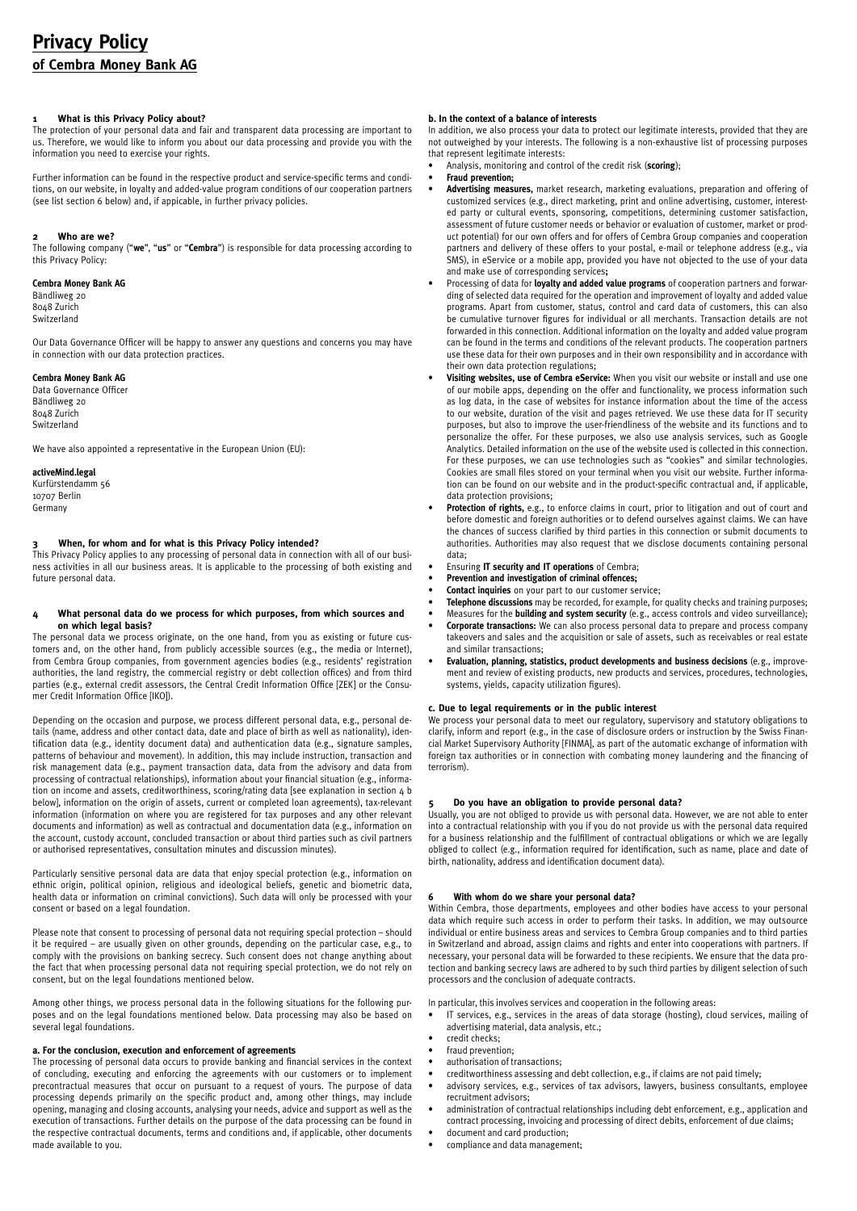# Privacy Policy

## of Cembra Money Bank AG

### 1 What is this Privacy Policy about?

The protection of your personal data and fair and transparent data processing are important to us. Therefore, we would like to inform you about our data processing and provide you with the information you need to exercise your rights.

Further information can be found in the respective product and service-specific terms and conditions, on our website, in loyalty and added-value program conditions of our cooperation partners (see list section 6 below) and, if apicable, in further privacy policies.

### 2 Who are we?

The following company ("**we**", "**us**" or "**Cembra**") is responsible for data processing according to this Privacy Policy:

**Cembra Money Bank AG**
Bändliweg 20
8048 Zurich
Switzerland

Our Data Governance Officer will be happy to answer any questions and concerns you may have in connection with our data protection practices.

**Cembra Money Bank AG**
Data Governance Officer
Bändliweg 20
8048 Zurich
Switzerland

We have also appointed a representative in the European Union (EU):

**activeMind.legal**
Kurfürstendamm 56
10707 Berlin
Germany

### 3 When, for whom and for what is this Privacy Policy intended?

This Privacy Policy applies to any processing of personal data in connection with all of our business activities in all our business areas. It is applicable to the processing of both existing and future personal data.

### 4 What personal data do we process for which purposes, from which sources and on which legal basis?

The personal data we process originate, on the one hand, from you as existing or future customers and, on the other hand, from publicly accessible sources (e.g., the media or Internet), from Cembra Group companies, from government agencies bodies (e.g., residents' registration authorities, the land registry, the commercial registry or debt collection offices) and from third parties (e.g., external credit assessors, the Central Credit Information Office [ZEK] or the Consumer Credit Information Office [IKO]).

Depending on the occasion and purpose, we process different personal data, e.g., personal details (name, address and other contact data, date and place of birth as well as nationality), identification data (e.g., identity document data) and authentication data (e.g., signature samples, patterns of behaviour and movement). In addition, this may include instruction, transaction and risk management data (e.g., payment transaction data, data from the advisory and data from processing of contractual relationships), information about your financial situation (e.g., information on income and assets, creditworthiness, scoring/rating data [see explanation in section 4 b below], information on the origin of assets, current or completed loan agreements), tax-relevant information (information on where you are registered for tax purposes and any other relevant documents and information) as well as contractual and documentation data (e.g., information on the account, custody account, concluded transaction or about third parties such as civil partners or authorised representatives, consultation minutes and discussion minutes).

Particularly sensitive personal data are data that enjoy special protection (e.g., information on ethnic origin, political opinion, religious and ideological beliefs, genetic and biometric data, health data or information on criminal convictions). Such data will only be processed with your consent or based on a legal foundation.

Please note that consent to processing of personal data not requiring special protection – should it be required – are usually given on other grounds, depending on the particular case, e.g., to comply with the provisions on banking secrecy. Such consent does not change anything about the fact that when processing personal data not requiring special protection, we do not rely on consent, but on the legal foundations mentioned below.

Among other things, we process personal data in the following situations for the following purposes and on the legal foundations mentioned below. Data processing may also be based on several legal foundations.

#### a. For the conclusion, execution and enforcement of agreements

The processing of personal data occurs to provide banking and financial services in the context of concluding, executing and enforcing the agreements with our customers or to implement precontractual measures that occur on pursuant to a request of yours. The purpose of data processing depends primarily on the specific product and, among other things, may include opening, managing and closing accounts, analysing your needs, advice and support as well as the execution of transactions. Further details on the purpose of the data processing can be found in the respective contractual documents, terms and conditions and, if applicable, other documents made available to you.

#### b. In the context of a balance of interests

In addition, we also process your data to protect our legitimate interests, provided that they are not outweighed by your interests. The following is a non-exhaustive list of processing purposes that represent legitimate interests:

- Analysis, monitoring and control of the credit risk (**scoring**);
- **Fraud prevention;**
- **Advertising measures,** market research, marketing evaluations, preparation and offering of customized services (e.g., direct marketing, print and online advertising, customer, interested party or cultural events, sponsoring, competitions, determining customer satisfaction, assessment of future customer needs or behavior or evaluation of customer, market or product potential) for our own offers and for offers of Cembra Group companies and cooperation partners and delivery of these offers to your postal, e-mail or telephone address (e.g., via SMS), in eService or a mobile app, provided you have not objected to the use of your data and make use of corresponding services;
- Processing of data for **loyalty and added value programs** of cooperation partners and forwarding of selected data required for the operation and improvement of loyalty and added value programs. Apart from customer, status, control and card data of customers, this can also be cumulative turnover figures for individual or all merchants. Transaction details are not forwarded in this connection. Additional information on the loyalty and added value program can be found in the terms and conditions of the relevant products. The cooperation partners use these data for their own purposes and in their own responsibility and in accordance with their own data protection regulations;
- **Visiting websites, use of Cembra eService:** When you visit our website or install and use one of our mobile apps, depending on the offer and functionality, we process information such as log data, in the case of websites for instance information about the time of the access to our website, duration of the visit and pages retrieved. We use these data for IT security purposes, but also to improve the user-friendliness of the website and its functions and to personalize the offer. For these purposes, we also use analysis services, such as Google Analytics. Detailed information on the use of the website used is collected in this connection. For these purposes, we can use technologies such as "cookies" and similar technologies. Cookies are small files stored on your terminal when you visit our website. Further information can be found on our website and in the product-specific contractual and, if applicable, data protection provisions;
- **Protection of rights,** e.g., to enforce claims in court, prior to litigation and out of court and before domestic and foreign authorities or to defend ourselves against claims. We can have the chances of success clarified by third parties in this connection or submit documents to authorities. Authorities may also request that we disclose documents containing personal data;
- Ensuring **IT security and IT operations** of Cembra;
- **Prevention and investigation of criminal offences;**
- **Contact inquiries** on your part to our customer service;
- **Telephone discussions** may be recorded, for example, for quality checks and training purposes;
- Measures for the **building and system security** (e.g., access controls and video surveillance);
- **Corporate transactions:** We can also process personal data to prepare and process company takeovers and sales and the acquisition or sale of assets, such as receivables or real estate and similar transactions;
- **Evaluation, planning, statistics, product developments and business decisions** (e.g., improvement and review of existing products, new products and services, procedures, technologies, systems, yields, capacity utilization figures).

#### c. Due to legal requirements or in the public interest

We process your personal data to meet our regulatory, supervisory and statutory obligations to clarify, inform and report (e.g., in the case of disclosure orders or instruction by the Swiss Financial Market Supervisory Authority [FINMA], as part of the automatic exchange of information with foreign tax authorities or in connection with combating money laundering and the financing of terrorism).

### 5 Do you have an obligation to provide personal data?

Usually, you are not obliged to provide us with personal data. However, we are not able to enter into a contractual relationship with you if you do not provide us with the personal data required for a business relationship and the fulfillment of contractual obligations or which we are legally obliged to collect (e.g., information required for identification, such as name, place and date of birth, nationality, address and identification document data).

### 6 With whom do we share your personal data?

Within Cembra, those departments, employees and other bodies have access to your personal data which require such access in order to perform their tasks. In addition, we may outsource individual or entire business areas and services to Cembra Group companies and to third parties in Switzerland and abroad, assign claims and rights and enter into cooperations with partners. If necessary, your personal data will be forwarded to these recipients. We ensure that the data protection and banking secrecy laws are adhered to by such third parties by diligent selection of such processors and the conclusion of adequate contracts.

In particular, this involves services and cooperation in the following areas:

- IT services, e.g., services in the areas of data storage (hosting), cloud services, mailing of advertising material, data analysis, etc.;
- credit checks;
- fraud prevention;
- authorisation of transactions;
- creditworthiness assessing and debt collection, e.g., if claims are not paid timely;
- advisory services, e.g., services of tax advisors, lawyers, business consultants, employee recruitment advisors;
- administration of contractual relationships including debt enforcement, e.g., application and contract processing, invoicing and processing of direct debits, enforcement of due claims;
- document and card production;
- compliance and data management;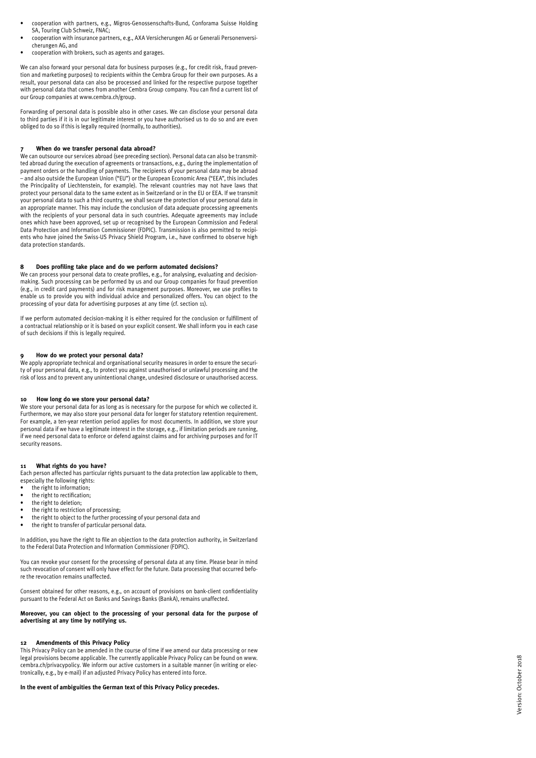- cooperation with partners, e.g., Migros-Genossenschafts-Bund, Conforama Suisse Holding SA, Touring Club Schweiz, FNAC;
- cooperation with insurance partners, e.g., AXA Versicherungen AG or Generali Personenversicherungen AG, and
- cooperation with brokers, such as agents and garages.

We can also forward your personal data for business purposes (e.g., for credit risk, fraud prevention and marketing purposes) to recipients within the Cembra Group for their own purposes. As a result, your personal data can also be processed and linked for the respective purpose together with personal data that comes from another Cembra Group company. You can find a current list of our Group companies at www.cembra.ch/group.

Forwarding of personal data is possible also in other cases. We can disclose your personal data to third parties if it is in our legitimate interest or you have authorised us to do so and are even obliged to do so if this is legally required (normally, to authorities).

## 7 When do we transfer personal data abroad?

We can outsource our services abroad (see preceding section). Personal data can also be transmitted abroad during the execution of agreements or transactions, e.g., during the implementation of payment orders or the handling of payments. The recipients of your personal data may be abroad – and also outside the European Union ("EU") or the European Economic Area ("EEA", this includes the Principality of Liechtenstein, for example). The relevant countries may not have laws that protect your personal data to the same extent as in Switzerland or in the EU or EEA. If we transmit your personal data to such a third country, we shall secure the protection of your personal data in an appropriate manner. This may include the conclusion of data adequate processing agreements with the recipients of your personal data in such countries. Adequate agreements may include ones which have been approved, set up or recognised by the European Commission and Federal Data Protection and Information Commissioner (FDPIC). Transmission is also permitted to recipients who have joined the Swiss-US Privacy Shield Program, i.e., have confirmed to observe high data protection standards.

## 8 Does profiling take place and do we perform automated decisions?

We can process your personal data to create profiles, e.g., for analysing, evaluating and decision-making. Such processing can be performed by us and our Group companies for fraud prevention (e.g., in credit card payments) and for risk management purposes. Moreover, we use profiles to enable us to provide you with individual advice and personalized offers. You can object to the processing of your data for advertising purposes at any time (cf. section 11).

If we perform automated decision-making it is either required for the conclusion or fulfillment of a contractual relationship or it is based on your explicit consent. We shall inform you in each case of such decisions if this is legally required.

## 9 How do we protect your personal data?

We apply appropriate technical and organisational security measures in order to ensure the security of your personal data, e.g., to protect you against unauthorised or unlawful processing and the risk of loss and to prevent any unintentional change, undesired disclosure or unauthorised access.

## 10 How long do we store your personal data?

We store your personal data for as long as is necessary for the purpose for which we collected it. Furthermore, we may also store your personal data for longer for statutory retention requirement. For example, a ten-year retention period applies for most documents. In addition, we store your personal data if we have a legitimate interest in the storage, e.g., if limitation periods are running, if we need personal data to enforce or defend against claims and for archiving purposes and for IT security reasons.

## 11 What rights do you have?

Each person affected has particular rights pursuant to the data protection law applicable to them, especially the following rights:

- the right to information;
- the right to rectification;
- the right to deletion;
- the right to restriction of processing;
- the right to object to the further processing of your personal data and
- the right to transfer of particular personal data.

In addition, you have the right to file an objection to the data protection authority, in Switzerland to the Federal Data Protection and Information Commissioner (FDPIC).

You can revoke your consent for the processing of personal data at any time. Please bear in mind such revocation of consent will only have effect for the future. Data processing that occurred before the revocation remains unaffected.

Consent obtained for other reasons, e.g., on account of provisions on bank-client confidentiality pursuant to the Federal Act on Banks and Savings Banks (BankA), remains unaffected.

**Moreover, you can object to the processing of your personal data for the purpose of advertising at any time by notifying us.**

## 12 Amendments of this Privacy Policy

This Privacy Policy can be amended in the course of time if we amend our data processing or new legal provisions become applicable. The currently applicable Privacy Policy can be found on www.cembra.ch/privacypolicy. We inform our active customers in a suitable manner (in writing or electronically, e.g., by e-mail) if an adjusted Privacy Policy has entered into force.

**In the event of ambiguities the German text of this Privacy Policy precedes.**

Version: October 2018